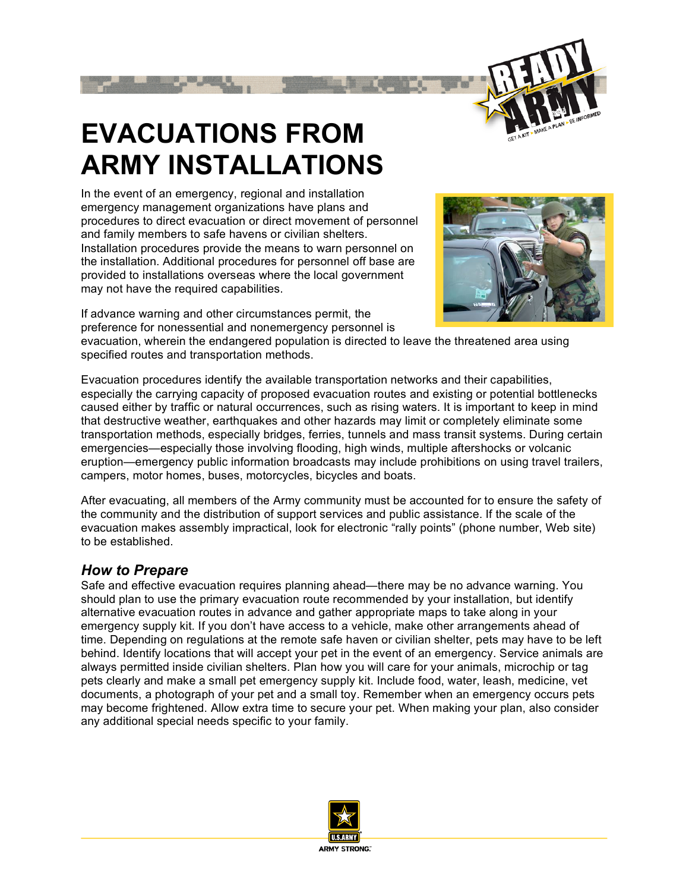# EVACUATIONS FROM ARMY INSTALLATIONS

In the event of an emergency, regional and installation emergency management organizations have plans and procedures to direct evacuation or direct movement of personnel and family members to safe havens or civilian shelters. Installation procedures provide the means to warn personnel on the installation. Additional procedures for personnel off base are provided to installations overseas where the local government may not have the required capabilities.

If advance warning and other circumstances permit, the preference for nonessential and nonemergency personnel is evacuation, wherein the endangered population is directed to leave the threatened area using specified routes and transportation methods.

Evacuation procedures identify the available transportation networks and their capabilities, especially the carrying capacity of proposed evacuation routes and existing or potential bottlenecks caused either by traffic or natural occurrences, such as rising waters. It is important to keep in mind that destructive weather, earthquakes and other hazards may limit or completely eliminate some transportation methods, especially bridges, ferries, tunnels and mass transit systems. During certain emergencies—especially those involving flooding, high winds, multiple aftershocks or volcanic eruption—emergency public information broadcasts may include prohibitions on using travel trailers, campers, motor homes, buses, motorcycles, bicycles and boats.

After evacuating, all members of the Army community must be accounted for to ensure the safety of the community and the distribution of support services and public assistance. If the scale of the evacuation makes assembly impractical, look for electronic "rally points" (phone number, Web site) to be established.

## *How to Prepare*

Safe and effective evacuation requires planning ahead—there may be no advance warning. You should plan to use the primary evacuation route recommended by your installation, but identify alternative evacuation routes in advance and gather appropriate maps to take along in your emergency supply kit. If you don't have access to a vehicle, make other arrangements ahead of time. Depending on regulations at the remote safe haven or civilian shelter, pets may have to be left behind. Identify locations that will accept your pet in the event of an emergency. Service animals are always permitted inside civilian shelters. Plan how you will care for your animals, microchip or tag pets clearly and make a small pet emergency supply kit. Include food, water, leash, medicine, vet documents, a photograph of your pet and a small toy. Remember when an emergency occurs pets may become frightened. Allow extra time to secure your pet. When making your plan, also consider any additional special needs specific to your family.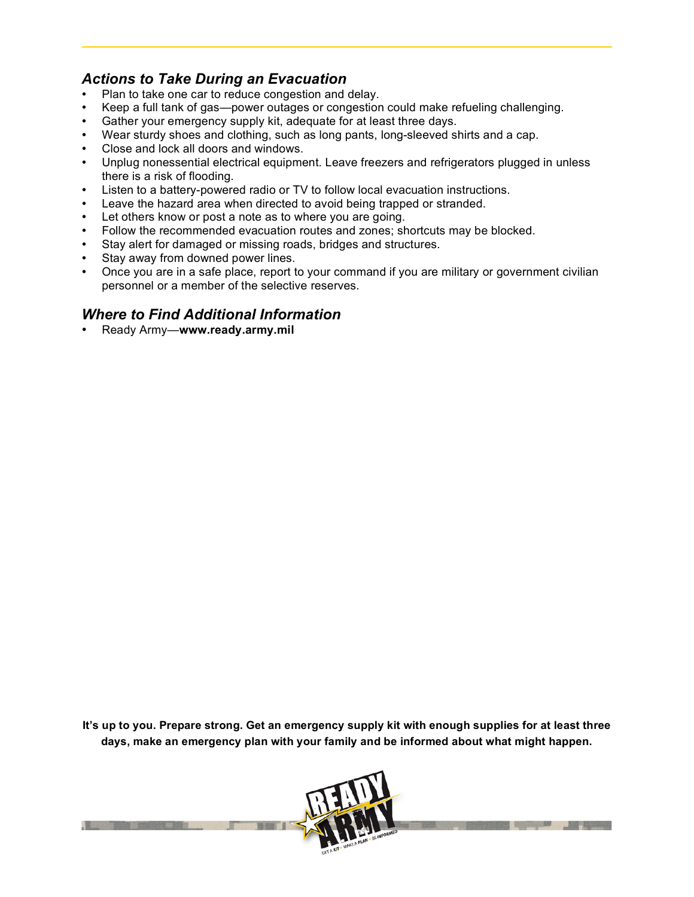## *Actions to Take During an Evacuation*

- Plan to take one car to reduce congestion and delay.
- Keep a full tank of gas—power outages or congestion could make refueling challenging.
- Gather your emergency supply kit, adequate for at least three days.
- Wear sturdy shoes and clothing, such as long pants, long-sleeved shirts and a cap.
- Close and lock all doors and windows.
- Unplug nonessential electrical equipment. Leave freezers and refrigerators plugged in unless there is a risk of flooding.
- Listen to a battery-powered radio or TV to follow local evacuation instructions.
- Leave the hazard area when directed to avoid being trapped or stranded.
- Let others know or post a note as to where you are going.
- Follow the recommended evacuation routes and zones; shortcuts may be blocked.
- Stay alert for damaged or missing roads, bridges and structures.
- Stay away from downed power lines.
- Once you are in a safe place, report to your command if you are military or government civilian personnel or a member of the selective reserves.

## *Where to Find Additional Information*

- Ready Army—**www.ready.army.mil**

**It's up to you. Prepare strong. Get an emergency supply kit with enough supplies for at least three days, make an emergency plan with your family and be informed about what might happen.**